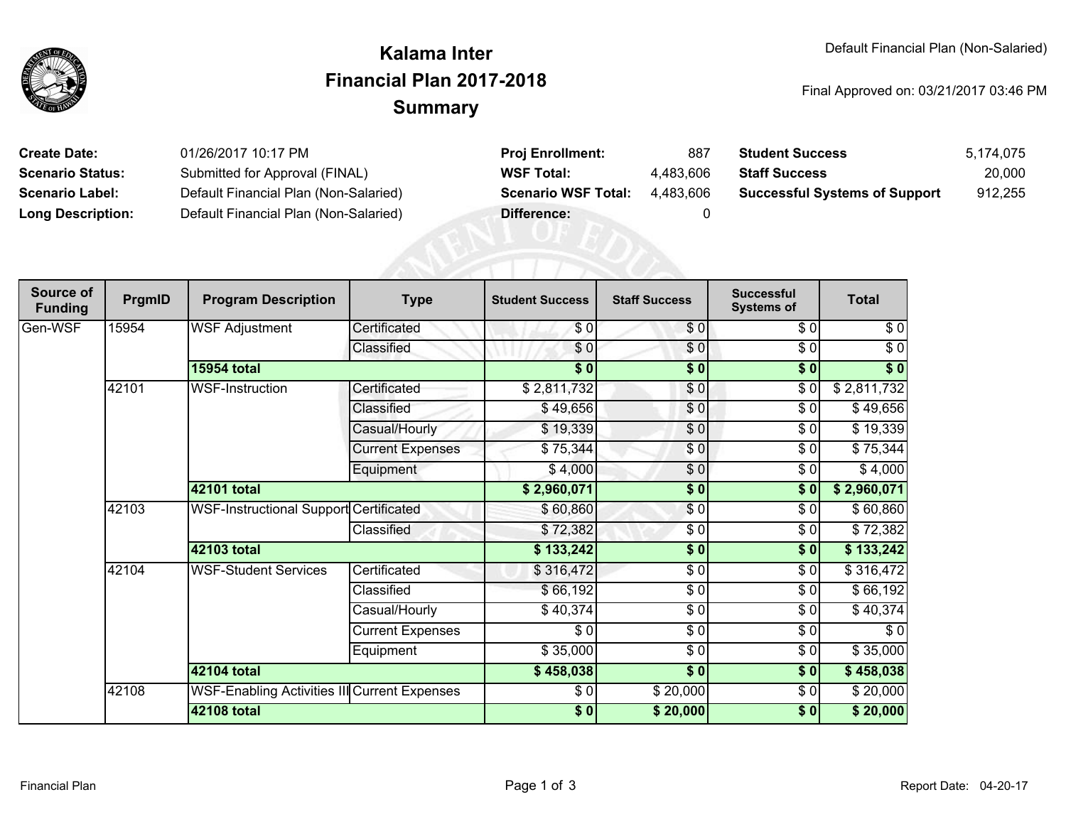# Kalama Inter
## Financial Plan 2017-2018
## Summary

Default Financial Plan (Non-Salaried)

Final Approved on: 03/21/2017 03:46 PM

| | | | | | |
|---|---|---|---|---|---|
| **Create Date:** | 01/26/2017 10:17 PM | **Proj Enrollment:** | 887 | **Student Success** | 5,174,075 |
| **Scenario Status:** | Submitted for Approval (FINAL) | **WSF Total:** | 4,483,606 | **Staff Success** | 20,000 |
| **Scenario Label:** | Default Financial Plan (Non-Salaried) | **Scenario WSF Total:** | 4,483,606 | **Successful Systems of Support** | 912,255 |
| **Long Description:** | Default Financial Plan (Non-Salaried) | **Difference:** | 0 | | |

| Source of Funding | PrgmID | Program Description | Type | Student Success | Staff Success | Successful Systems of | Total |
|---|---|---|---|---|---|---|---|
| Gen-WSF | 15954 | WSF Adjustment | Certificated | $ 0 | $ 0 | $ 0 | $ 0 |
| | | | Classified | $ 0 | $ 0 | $ 0 | $ 0 |
| | | **15954 total** | | **$ 0** | **$ 0** | **$ 0** | **$ 0** |
| | 42101 | WSF-Instruction | Certificated | $ 2,811,732 | $ 0 | $ 0 | $ 2,811,732 |
| | | | Classified | $ 49,656 | $ 0 | $ 0 | $ 49,656 |
| | | | Casual/Hourly | $ 19,339 | $ 0 | $ 0 | $ 19,339 |
| | | | Current Expenses | $ 75,344 | $ 0 | $ 0 | $ 75,344 |
| | | | Equipment | $ 4,000 | $ 0 | $ 0 | $ 4,000 |
| | | **42101 total** | | **$ 2,960,071** | **$ 0** | **$ 0** | **$ 2,960,071** |
| | 42103 | WSF-Instructional Support | Certificated | $ 60,860 | $ 0 | $ 0 | $ 60,860 |
| | | | Classified | $ 72,382 | $ 0 | $ 0 | $ 72,382 |
| | | **42103 total** | | **$ 133,242** | **$ 0** | **$ 0** | **$ 133,242** |
| | 42104 | WSF-Student Services | Certificated | $ 316,472 | $ 0 | $ 0 | $ 316,472 |
| | | | Classified | $ 66,192 | $ 0 | $ 0 | $ 66,192 |
| | | | Casual/Hourly | $ 40,374 | $ 0 | $ 0 | $ 40,374 |
| | | | Current Expenses | $ 0 | $ 0 | $ 0 | $ 0 |
| | | | Equipment | $ 35,000 | $ 0 | $ 0 | $ 35,000 |
| | | **42104 total** | | **$ 458,038** | **$ 0** | **$ 0** | **$ 458,038** |
| | 42108 | WSF-Enabling Activities III | Current Expenses | $ 0 | $ 20,000 | $ 0 | $ 20,000 |
| | | **42108 total** | | **$ 0** | **$ 20,000** | **$ 0** | **$ 20,000** |

Financial Plan

Report Date: 04-20-17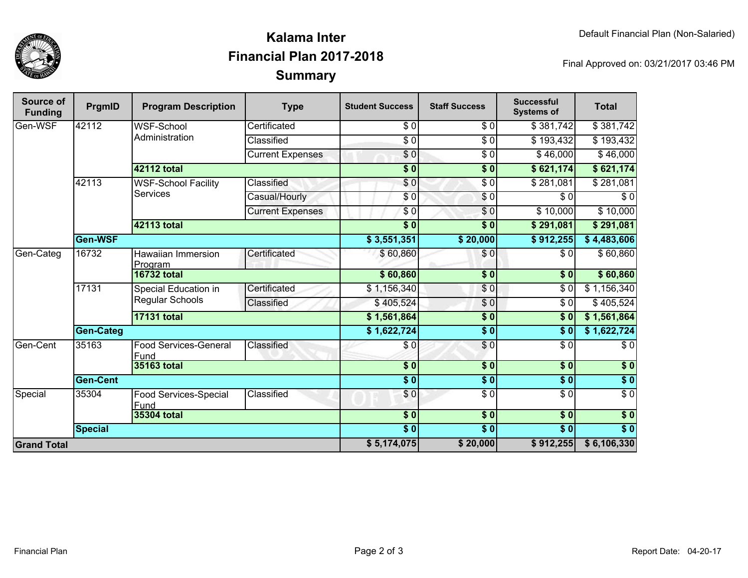# Kalama Inter
## Financial Plan 2017-2018
## Summary

Default Financial Plan (Non-Salaried)

Final Approved on: 03/21/2017 03:46 PM

| Source of Funding | PrgmID | Program Description | Type | Student Success | Staff Success | Successful Systems of | Total |
|---|---|---|---|---|---|---|---|
| Gen-WSF | 42112 | WSF-School Administration | Certificated | $ 0 | $ 0 | $ 381,742 | $ 381,742 |
| | | | Classified | $ 0 | $ 0 | $ 193,432 | $ 193,432 |
| | | | Current Expenses | $ 0 | $ 0 | $ 46,000 | $ 46,000 |
| | | **42112 total** | | **$ 0** | **$ 0** | **$ 621,174** | **$ 621,174** |
| | 42113 | WSF-School Facility Services | Classified | $ 0 | $ 0 | $ 281,081 | $ 281,081 |
| | | | Casual/Hourly | $ 0 | $ 0 | $ 0 | $ 0 |
| | | | Current Expenses | $ 0 | $ 0 | $ 10,000 | $ 10,000 |
| | | **42113 total** | | **$ 0** | **$ 0** | **$ 291,081** | **$ 291,081** |
| | **Gen-WSF** | | | **$ 3,551,351** | **$ 20,000** | **$ 912,255** | **$ 4,483,606** |
| Gen-Categ | 16732 | Hawaiian Immersion Program | Certificated | $ 60,860 | $ 0 | $ 0 | $ 60,860 |
| | | **16732 total** | | **$ 60,860** | **$ 0** | **$ 0** | **$ 60,860** |
| | 17131 | Special Education in Regular Schools | Certificated | $ 1,156,340 | $ 0 | $ 0 | $ 1,156,340 |
| | | | Classified | $ 405,524 | $ 0 | $ 0 | $ 405,524 |
| | | **17131 total** | | **$ 1,561,864** | **$ 0** | **$ 0** | **$ 1,561,864** |
| | **Gen-Categ** | | | **$ 1,622,724** | **$ 0** | **$ 0** | **$ 1,622,724** |
| Gen-Cent | 35163 | Food Services-General Fund | Classified | $ 0 | $ 0 | $ 0 | $ 0 |
| | | **35163 total** | | **$ 0** | **$ 0** | **$ 0** | **$ 0** |
| | **Gen-Cent** | | | **$ 0** | **$ 0** | **$ 0** | **$ 0** |
| Special | 35304 | Food Services-Special Fund | Classified | $ 0 | $ 0 | $ 0 | $ 0 |
| | | **35304 total** | | **$ 0** | **$ 0** | **$ 0** | **$ 0** |
| | **Special** | | | **$ 0** | **$ 0** | **$ 0** | **$ 0** |
| **Grand Total** | | | | **$ 5,174,075** | **$ 20,000** | **$ 912,255** | **$ 6,106,330** |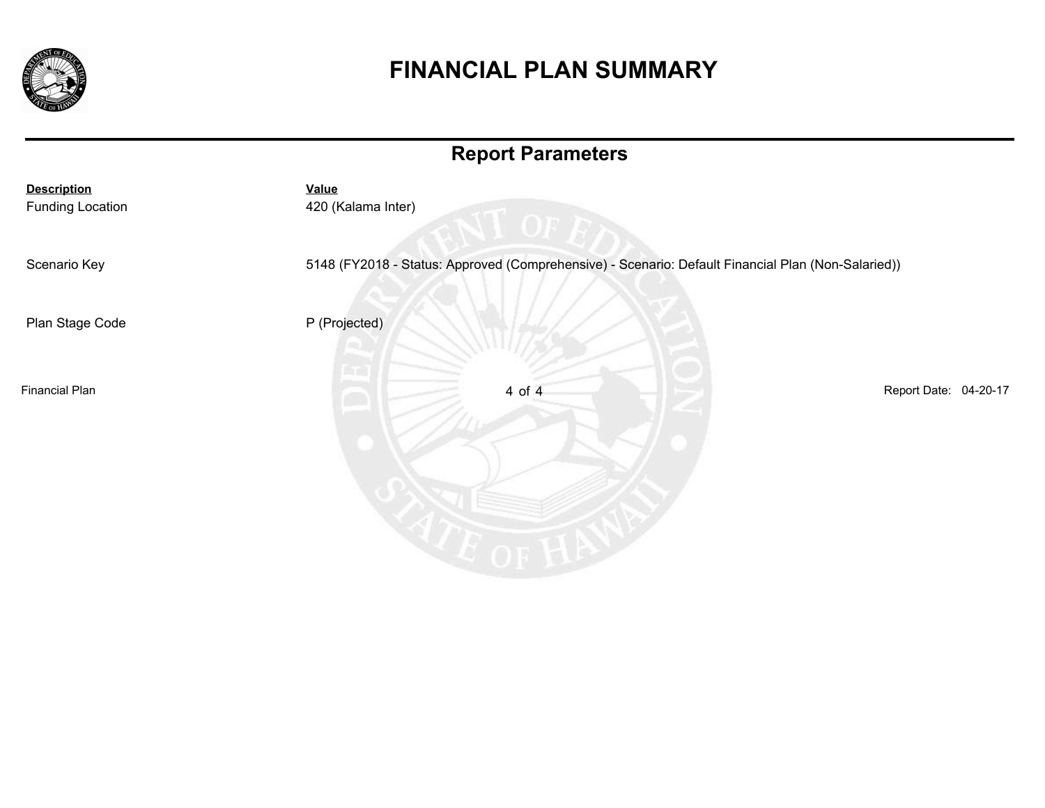# FINANCIAL PLAN SUMMARY

## Report Parameters

| Description | Value |
| --- | --- |
| Funding Location | 420 (Kalama Inter) |
| Scenario Key | 5148 (FY2018 - Status: Approved (Comprehensive) - Scenario: Default Financial Plan (Non-Salaried)) |
| Plan Stage Code | P (Projected) |